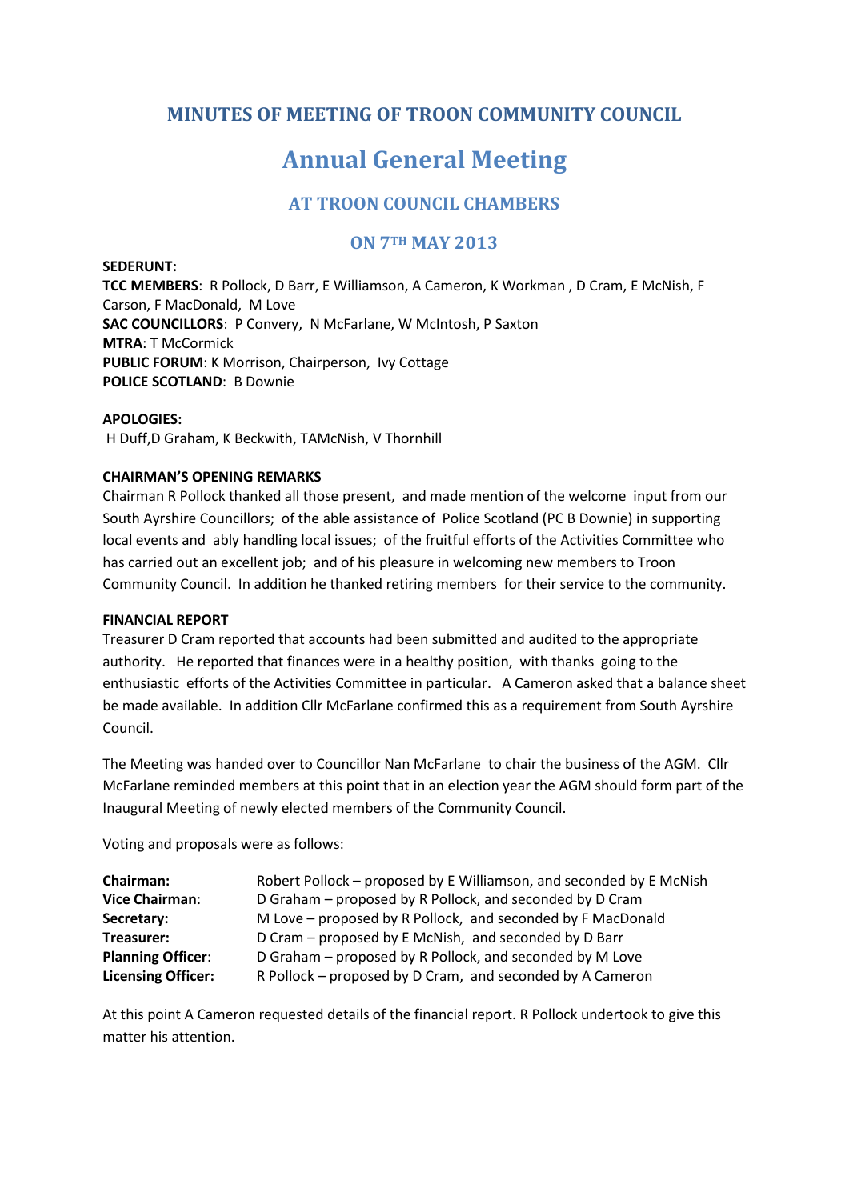# MINUTES OF MEETING OF TROON COMMUNITY COUNCIL

# Annual General Meeting

## AT TROON COUNCIL CHAMBERS

## ON 7TH MAY 2013

**SEDERUNT:**
**TCC MEMBERS**: R Pollock, D Barr, E Williamson, A Cameron, K Workman , D Cram, E McNish, F Carson, F MacDonald, M Love
**SAC COUNCILLORS**: P Convery, N McFarlane, W McIntosh, P Saxton
**MTRA**: T McCormick
**PUBLIC FORUM**: K Morrison, Chairperson, Ivy Cottage
**POLICE SCOTLAND**: B Downie

**APOLOGIES:**
H Duff,D Graham, K Beckwith, TAMcNish, V Thornhill

**CHAIRMAN'S OPENING REMARKS**
Chairman R Pollock thanked all those present, and made mention of the welcome input from our South Ayrshire Councillors; of the able assistance of Police Scotland (PC B Downie) in supporting local events and ably handling local issues; of the fruitful efforts of the Activities Committee who has carried out an excellent job; and of his pleasure in welcoming new members to Troon Community Council. In addition he thanked retiring members for their service to the community.

**FINANCIAL REPORT**
Treasurer D Cram reported that accounts had been submitted and audited to the appropriate authority. He reported that finances were in a healthy position, with thanks going to the enthusiastic efforts of the Activities Committee in particular. A Cameron asked that a balance sheet be made available. In addition Cllr McFarlane confirmed this as a requirement from South Ayrshire Council.

The Meeting was handed over to Councillor Nan McFarlane to chair the business of the AGM. Cllr McFarlane reminded members at this point that in an election year the AGM should form part of the Inaugural Meeting of newly elected members of the Community Council.

Voting and proposals were as follows:

| | |
|---|---|
| **Chairman:** | Robert Pollock – proposed by E Williamson, and seconded by E McNish |
| **Vice Chairman**: | D Graham – proposed by R Pollock, and seconded by D Cram |
| **Secretary:** | M Love – proposed by R Pollock, and seconded by F MacDonald |
| **Treasurer:** | D Cram – proposed by E McNish, and seconded by D Barr |
| **Planning Officer**: | D Graham – proposed by R Pollock, and seconded by M Love |
| **Licensing Officer:** | R Pollock – proposed by D Cram, and seconded by A Cameron |

At this point A Cameron requested details of the financial report. R Pollock undertook to give this matter his attention.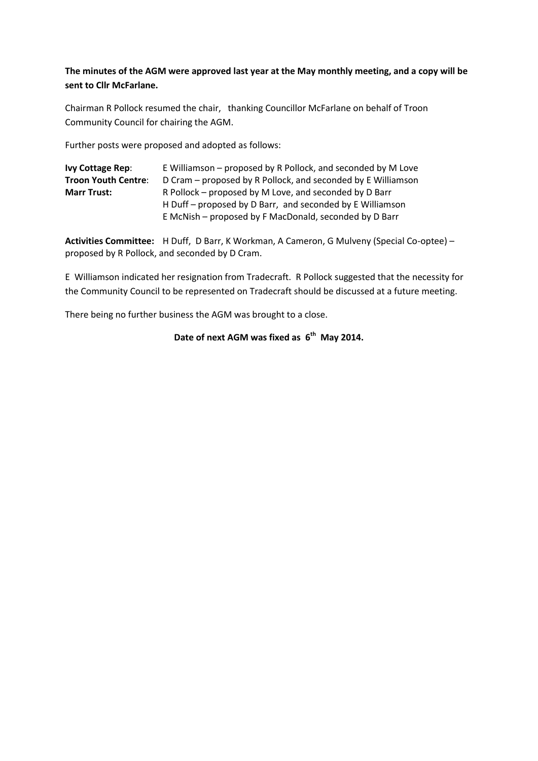**The minutes of the AGM were approved last year at the May monthly meeting, and a copy will be sent to Cllr McFarlane.**

Chairman R Pollock resumed the chair, thanking Councillor McFarlane on behalf of Troon Community Council for chairing the AGM.

Further posts were proposed and adopted as follows:

| | |
|---|---|
| **Ivy Cottage Rep**: | E Williamson – proposed by R Pollock, and seconded by M Love |
| **Troon Youth Centre**: | D Cram – proposed by R Pollock, and seconded by E Williamson |
| **Marr Trust:** | R Pollock – proposed by M Love, and seconded by D Barr |
| | H Duff – proposed by D Barr, and seconded by E Williamson |
| | E McNish – proposed by F MacDonald, seconded by D Barr |

**Activities Committee:** H Duff, D Barr, K Workman, A Cameron, G Mulveny (Special Co-optee) – proposed by R Pollock, and seconded by D Cram.

E Williamson indicated her resignation from Tradecraft. R Pollock suggested that the necessity for the Community Council to be represented on Tradecraft should be discussed at a future meeting.

There being no further business the AGM was brought to a close.

**Date of next AGM was fixed as 6th May 2014.**